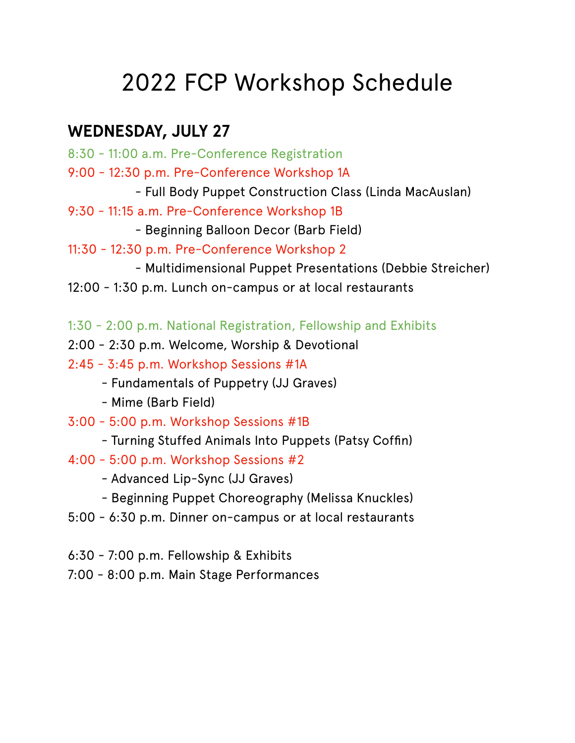# 2022 FCP Workshop Schedule

## WEDNESDAY, JULY 27

8:30 - 11:00 a.m. Pre-Conference Registration

9:00 - 12:30 p.m. Pre-Conference Workshop 1A

- Full Body Puppet Construction Class (Linda MacAuslan)

9:30 - 11:15 a.m. Pre-Conference Workshop 1B

- Beginning Balloon Decor (Barb Field)

11:30 - 12:30 p.m. Pre-Conference Workshop 2

- Multidimensional Puppet Presentations (Debbie Streicher)

12:00 - 1:30 p.m. Lunch on-campus or at local restaurants

1:30 - 2:00 p.m. National Registration, Fellowship and Exhibits

2:00 - 2:30 p.m. Welcome, Worship & Devotional

2:45 - 3:45 p.m. Workshop Sessions #1A

- Fundamentals of Puppetry (JJ Graves)
- Mime (Barb Field)

3:00 - 5:00 p.m. Workshop Sessions #1B

- Turning Stuffed Animals Into Puppets (Patsy Coffin)

4:00 - 5:00 p.m. Workshop Sessions #2

- Advanced Lip-Sync (JJ Graves)
- Beginning Puppet Choreography (Melissa Knuckles)

5:00 - 6:30 p.m. Dinner on-campus or at local restaurants

6:30 - 7:00 p.m. Fellowship & Exhibits

7:00 - 8:00 p.m. Main Stage Performances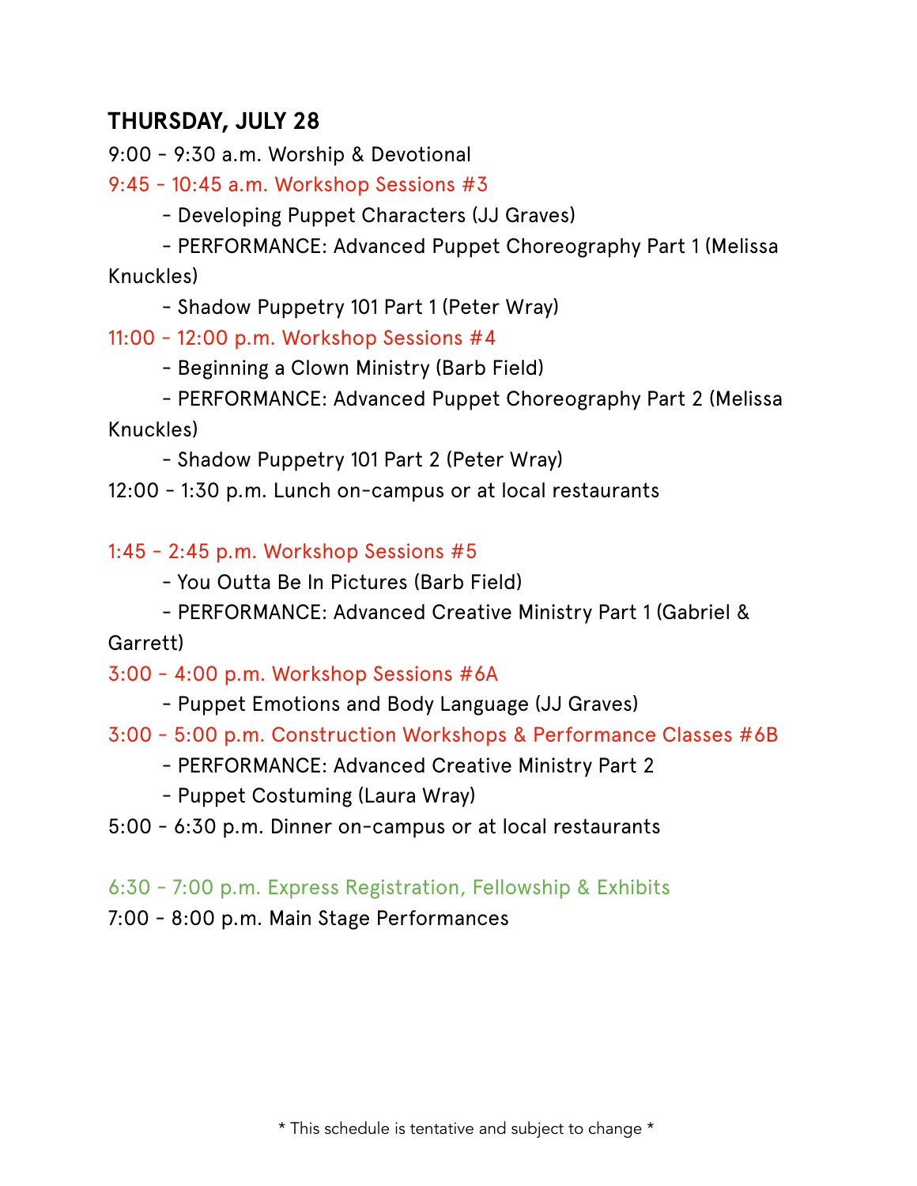## THURSDAY, JULY 28

9:00 - 9:30 a.m. Worship & Devotional

9:45 - 10:45 a.m. Workshop Sessions #3

- Developing Puppet Characters (JJ Graves)
- PERFORMANCE: Advanced Puppet Choreography Part 1 (Melissa Knuckles)
- Shadow Puppetry 101 Part 1 (Peter Wray)

11:00 - 12:00 p.m. Workshop Sessions #4

- Beginning a Clown Ministry (Barb Field)
- PERFORMANCE: Advanced Puppet Choreography Part 2 (Melissa Knuckles)
- Shadow Puppetry 101 Part 2 (Peter Wray)

12:00 - 1:30 p.m. Lunch on-campus or at local restaurants

1:45 - 2:45 p.m. Workshop Sessions #5

- You Outta Be In Pictures (Barb Field)
- PERFORMANCE: Advanced Creative Ministry Part 1 (Gabriel & Garrett)

3:00 - 4:00 p.m. Workshop Sessions #6A

- Puppet Emotions and Body Language (JJ Graves)

3:00 - 5:00 p.m. Construction Workshops & Performance Classes #6B

- PERFORMANCE: Advanced Creative Ministry Part 2
- Puppet Costuming (Laura Wray)

5:00 - 6:30 p.m. Dinner on-campus or at local restaurants

6:30 - 7:00 p.m. Express Registration, Fellowship & Exhibits

7:00 - 8:00 p.m. Main Stage Performances

* This schedule is tentative and subject to change *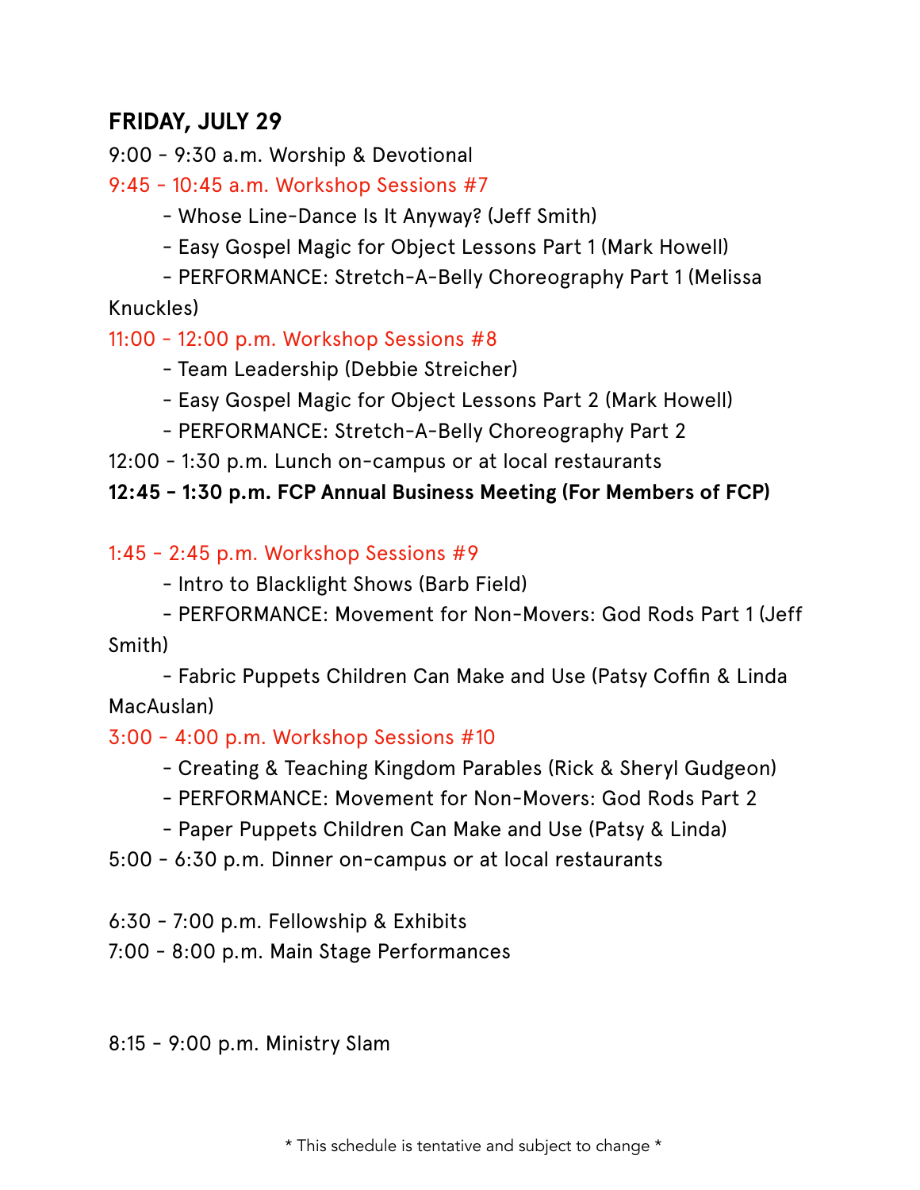## FRIDAY, JULY 29

9:00 - 9:30 a.m. Worship & Devotional

9:45 - 10:45 a.m. Workshop Sessions #7

- Whose Line-Dance Is It Anyway? (Jeff Smith)
- Easy Gospel Magic for Object Lessons Part 1 (Mark Howell)
- PERFORMANCE: Stretch-A-Belly Choreography Part 1 (Melissa Knuckles)

11:00 - 12:00 p.m. Workshop Sessions #8

- Team Leadership (Debbie Streicher)
- Easy Gospel Magic for Object Lessons Part 2 (Mark Howell)
- PERFORMANCE: Stretch-A-Belly Choreography Part 2

12:00 - 1:30 p.m. Lunch on-campus or at local restaurants

**12:45 - 1:30 p.m. FCP Annual Business Meeting (For Members of FCP)**

1:45 - 2:45 p.m. Workshop Sessions #9

- Intro to Blacklight Shows (Barb Field)
- PERFORMANCE: Movement for Non-Movers: God Rods Part 1 (Jeff Smith)
- Fabric Puppets Children Can Make and Use (Patsy Coffin & Linda MacAuslan)

3:00 - 4:00 p.m. Workshop Sessions #10

- Creating & Teaching Kingdom Parables (Rick & Sheryl Gudgeon)
- PERFORMANCE: Movement for Non-Movers: God Rods Part 2
- Paper Puppets Children Can Make and Use (Patsy & Linda)

5:00 - 6:30 p.m. Dinner on-campus or at local restaurants

6:30 - 7:00 p.m. Fellowship & Exhibits

7:00 - 8:00 p.m. Main Stage Performances

8:15 - 9:00 p.m. Ministry Slam

\* This schedule is tentative and subject to change \*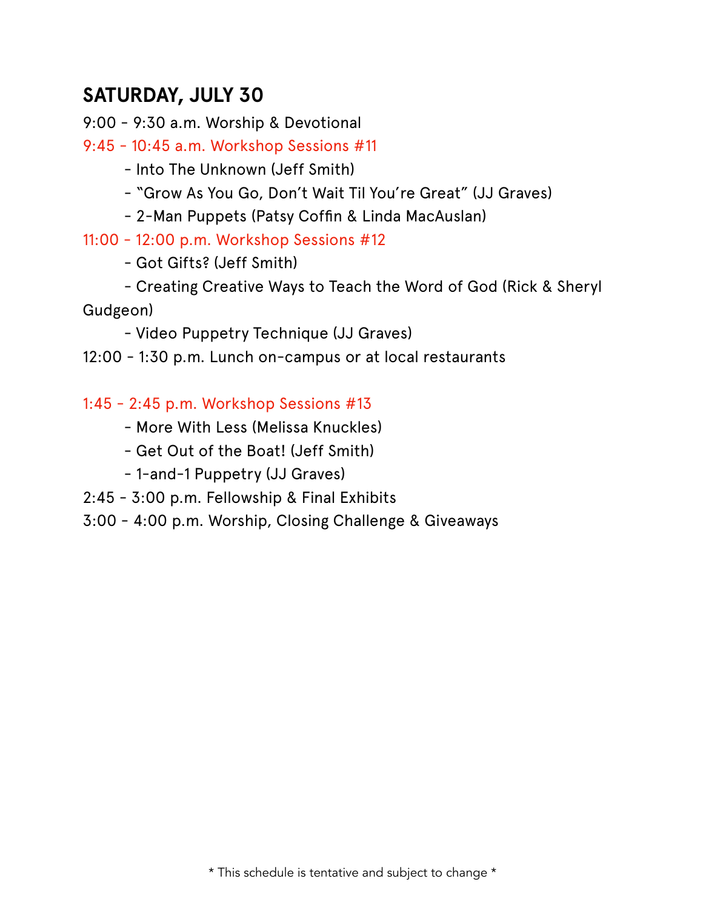## SATURDAY, JULY 30

9:00 - 9:30 a.m. Worship & Devotional

9:45 - 10:45 a.m. Workshop Sessions #11

- Into The Unknown (Jeff Smith)
- "Grow As You Go, Don't Wait Til You're Great" (JJ Graves)
- 2-Man Puppets (Patsy Coffin & Linda MacAuslan)

11:00 - 12:00 p.m. Workshop Sessions #12

- Got Gifts? (Jeff Smith)
- Creating Creative Ways to Teach the Word of God (Rick & Sheryl Gudgeon)
- Video Puppetry Technique (JJ Graves)

12:00 - 1:30 p.m. Lunch on-campus or at local restaurants

1:45 - 2:45 p.m. Workshop Sessions #13

- More With Less (Melissa Knuckles)
- Get Out of the Boat! (Jeff Smith)
- 1-and-1 Puppetry (JJ Graves)

2:45 - 3:00 p.m. Fellowship & Final Exhibits

3:00 - 4:00 p.m. Worship, Closing Challenge & Giveaways

* This schedule is tentative and subject to change *